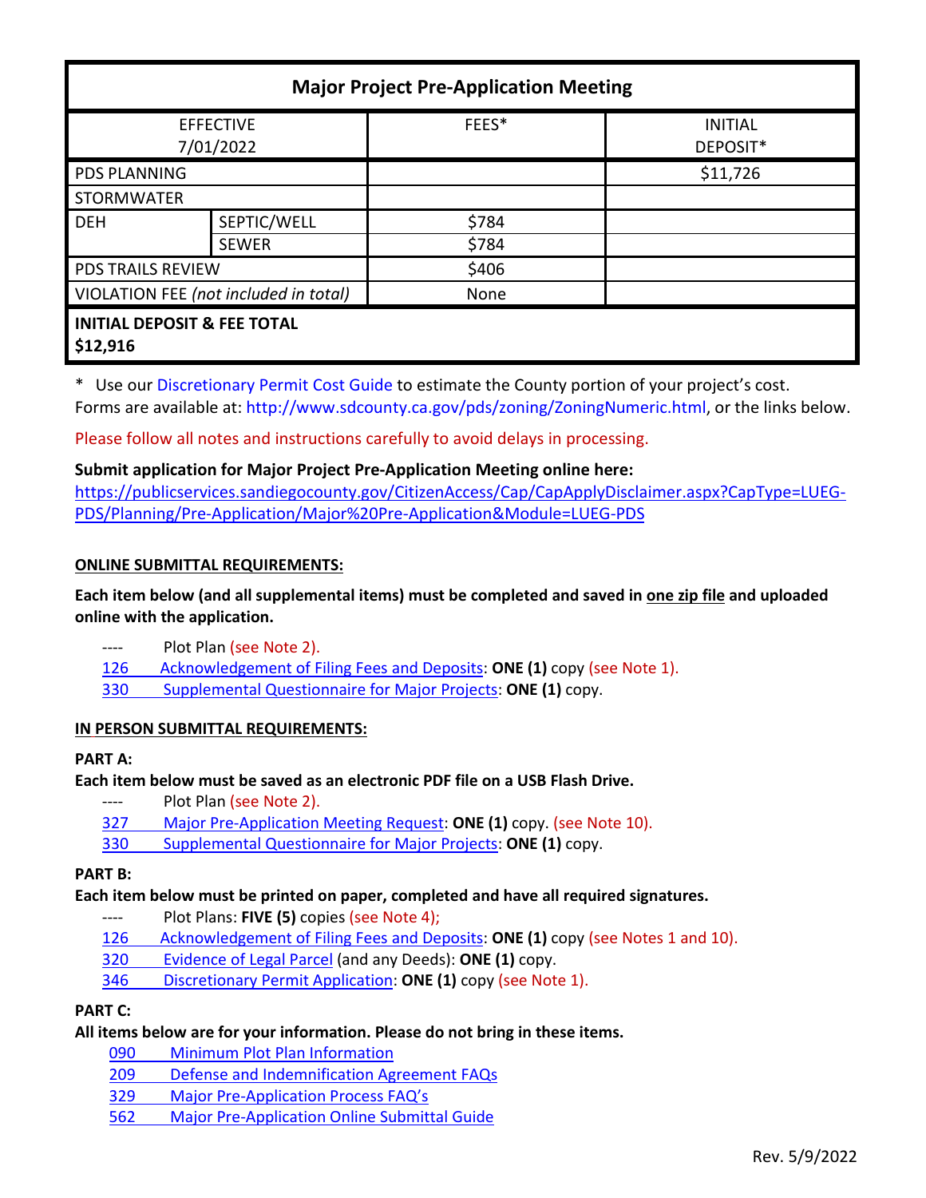| Major Project Pre-Application Meeting | | | |
|---|---|---|---|
| EFFECTIVE 7/01/2022 | | FEES* | INITIAL DEPOSIT* |
| PDS PLANNING | | | $11,726 |
| STORMWATER | | | |
| DEH | SEPTIC/WELL | $784 | |
| | SEWER | $784 | |
| PDS TRAILS REVIEW | | $406 | |
| VIOLATION FEE *(not included in total)* | | None | |
| **INITIAL DEPOSIT & FEE TOTAL $12,916** | | | |

\* Use our Discretionary Permit Cost Guide to estimate the County portion of your project's cost.
Forms are available at: http://www.sdcounty.ca.gov/pds/zoning/ZoningNumeric.html, or the links below.

Please follow all notes and instructions carefully to avoid delays in processing.

**Submit application for Major Project Pre-Application Meeting online here:**
https://publicservices.sandiegocounty.gov/CitizenAccess/Cap/CapApplyDisclaimer.aspx?CapType=LUEG-PDS/Planning/Pre-Application/Major%20Pre-Application&Module=LUEG-PDS

**ONLINE SUBMITTAL REQUIREMENTS:**

**Each item below (and all supplemental items) must be completed and saved in one zip file and uploaded online with the application.**

- ---- Plot Plan (see Note 2).
- 126 Acknowledgement of Filing Fees and Deposits: **ONE (1)** copy (see Note 1).
- 330 Supplemental Questionnaire for Major Projects: **ONE (1)** copy.

**IN PERSON SUBMITTAL REQUIREMENTS:**

**PART A:**

**Each item below must be saved as an electronic PDF file on a USB Flash Drive.**

- ---- Plot Plan (see Note 2).
- 327 Major Pre-Application Meeting Request: **ONE (1)** copy. (see Note 10).
- 330 Supplemental Questionnaire for Major Projects: **ONE (1)** copy.

**PART B:**

**Each item below must be printed on paper, completed and have all required signatures.**

- ---- Plot Plans: **FIVE (5)** copies (see Note 4);
- 126 Acknowledgement of Filing Fees and Deposits: **ONE (1)** copy (see Notes 1 and 10).
- 320 Evidence of Legal Parcel (and any Deeds): **ONE (1)** copy.
- 346 Discretionary Permit Application: **ONE (1)** copy (see Note 1).

**PART C:**

**All items below are for your information. Please do not bring in these items.**

- 090 Minimum Plot Plan Information
- 209 Defense and Indemnification Agreement FAQs
- 329 Major Pre-Application Process FAQ's
- 562 Major Pre-Application Online Submittal Guide

Rev. 5/9/2022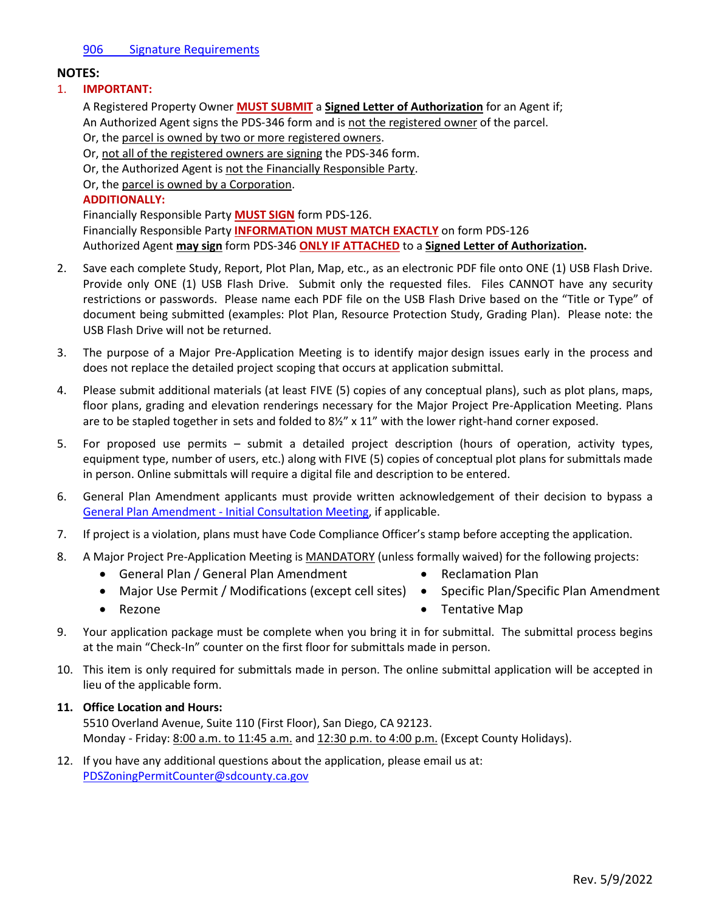[906 Signature Requirements](#)

**NOTES:**

1. **IMPORTANT:**

   A Registered Property Owner **MUST SUBMIT** a **Signed Letter of Authorization** for an Agent if;
   An Authorized Agent signs the PDS-346 form and is not the registered owner of the parcel.
   Or, the parcel is owned by two or more registered owners.
   Or, not all of the registered owners are signing the PDS-346 form.
   Or, the Authorized Agent is not the Financially Responsible Party.
   Or, the parcel is owned by a Corporation.

   **ADDITIONALLY:**

   Financially Responsible Party **MUST SIGN** form PDS-126.
   Financially Responsible Party **INFORMATION MUST MATCH EXACTLY** on form PDS-126
   Authorized Agent **may sign** form PDS-346 **ONLY IF ATTACHED** to a **Signed Letter of Authorization.**

2. Save each complete Study, Report, Plot Plan, Map, etc., as an electronic PDF file onto ONE (1) USB Flash Drive. Provide only ONE (1) USB Flash Drive. Submit only the requested files. Files CANNOT have any security restrictions or passwords. Please name each PDF file on the USB Flash Drive based on the "Title or Type" of document being submitted (examples: Plot Plan, Resource Protection Study, Grading Plan). Please note: the USB Flash Drive will not be returned.

3. The purpose of a Major Pre-Application Meeting is to identify major design issues early in the process and does not replace the detailed project scoping that occurs at application submittal.

4. Please submit additional materials (at least FIVE (5) copies of any conceptual plans), such as plot plans, maps, floor plans, grading and elevation renderings necessary for the Major Project Pre-Application Meeting. Plans are to be stapled together in sets and folded to 8½" x 11" with the lower right-hand corner exposed.

5. For proposed use permits – submit a detailed project description (hours of operation, activity types, equipment type, number of users, etc.) along with FIVE (5) copies of conceptual plot plans for submittals made in person. Online submittals will require a digital file and description to be entered.

6. General Plan Amendment applicants must provide written acknowledgement of their decision to bypass a [General Plan Amendment - Initial Consultation Meeting](#), if applicable.

7. If project is a violation, plans must have Code Compliance Officer's stamp before accepting the application.

8. A Major Project Pre-Application Meeting is MANDATORY (unless formally waived) for the following projects:
   - General Plan / General Plan Amendment
   - Major Use Permit / Modifications (except cell sites)
   - Rezone
   - Reclamation Plan
   - Specific Plan/Specific Plan Amendment
   - Tentative Map

9. Your application package must be complete when you bring it in for submittal. The submittal process begins at the main "Check-In" counter on the first floor for submittals made in person.

10. This item is only required for submittals made in person. The online submittal application will be accepted in lieu of the applicable form.

11. **Office Location and Hours:**

    5510 Overland Avenue, Suite 110 (First Floor), San Diego, CA 92123.
    Monday - Friday: 8:00 a.m. to 11:45 a.m. and 12:30 p.m. to 4:00 p.m. (Except County Holidays).

12. If you have any additional questions about the application, please email us at:
    PDSZoningPermitCounter@sdcounty.ca.gov

Rev. 5/9/2022